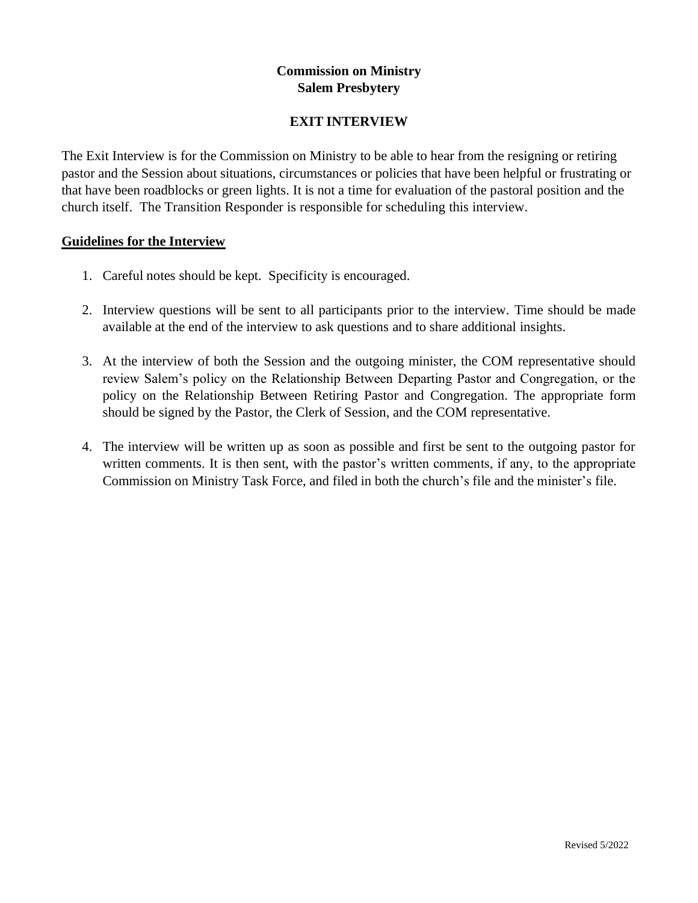**Commission on Ministry**
**Salem Presbytery**

# EXIT INTERVIEW

The Exit Interview is for the Commission on Ministry to be able to hear from the resigning or retiring pastor and the Session about situations, circumstances or policies that have been helpful or frustrating or that have been roadblocks or green lights. It is not a time for evaluation of the pastoral position and the church itself. The Transition Responder is responsible for scheduling this interview.

## Guidelines for the Interview

1. Careful notes should be kept. Specificity is encouraged.

2. Interview questions will be sent to all participants prior to the interview. Time should be made available at the end of the interview to ask questions and to share additional insights.

3. At the interview of both the Session and the outgoing minister, the COM representative should review Salem's policy on the Relationship Between Departing Pastor and Congregation, or the policy on the Relationship Between Retiring Pastor and Congregation. The appropriate form should be signed by the Pastor, the Clerk of Session, and the COM representative.

4. The interview will be written up as soon as possible and first be sent to the outgoing pastor for written comments. It is then sent, with the pastor's written comments, if any, to the appropriate Commission on Ministry Task Force, and filed in both the church's file and the minister's file.

Revised 5/2022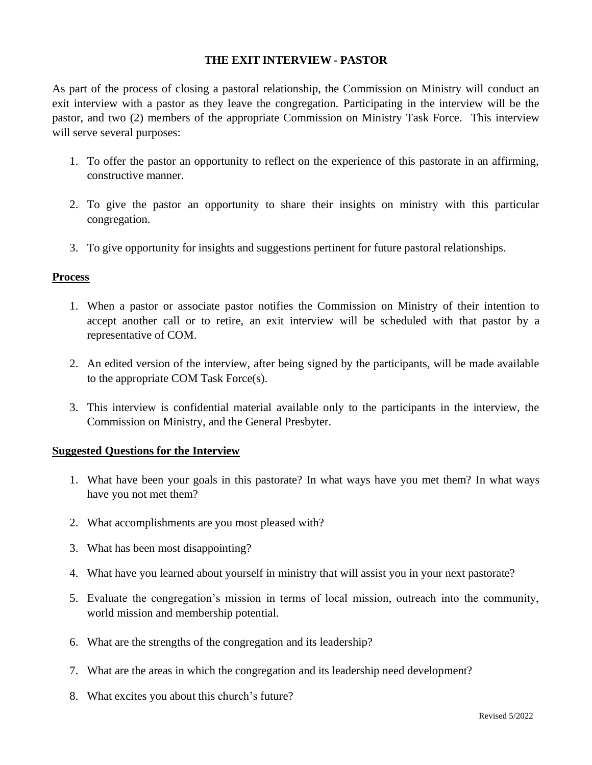# THE EXIT INTERVIEW - PASTOR

As part of the process of closing a pastoral relationship, the Commission on Ministry will conduct an exit interview with a pastor as they leave the congregation. Participating in the interview will be the pastor, and two (2) members of the appropriate Commission on Ministry Task Force. This interview will serve several purposes:

1. To offer the pastor an opportunity to reflect on the experience of this pastorate in an affirming, constructive manner.

2. To give the pastor an opportunity to share their insights on ministry with this particular congregation.

3. To give opportunity for insights and suggestions pertinent for future pastoral relationships.

## Process

1. When a pastor or associate pastor notifies the Commission on Ministry of their intention to accept another call or to retire, an exit interview will be scheduled with that pastor by a representative of COM.

2. An edited version of the interview, after being signed by the participants, will be made available to the appropriate COM Task Force(s).

3. This interview is confidential material available only to the participants in the interview, the Commission on Ministry, and the General Presbyter.

## Suggested Questions for the Interview

1. What have been your goals in this pastorate? In what ways have you met them? In what ways have you not met them?

2. What accomplishments are you most pleased with?

3. What has been most disappointing?

4. What have you learned about yourself in ministry that will assist you in your next pastorate?

5. Evaluate the congregation's mission in terms of local mission, outreach into the community, world mission and membership potential.

6. What are the strengths of the congregation and its leadership?

7. What are the areas in which the congregation and its leadership need development?

8. What excites you about this church's future?

Revised 5/2022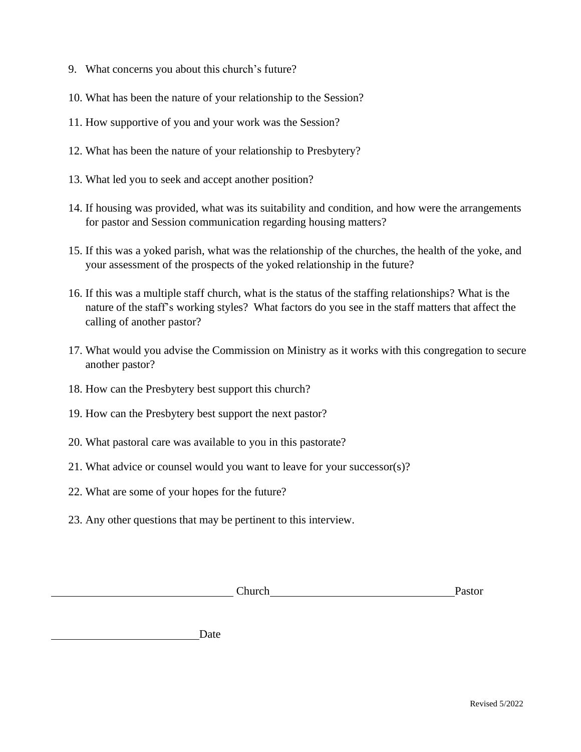9. What concerns you about this church's future?

10. What has been the nature of your relationship to the Session?

11. How supportive of you and your work was the Session?

12. What has been the nature of your relationship to Presbytery?

13. What led you to seek and accept another position?

14. If housing was provided, what was its suitability and condition, and how were the arrangements for pastor and Session communication regarding housing matters?

15. If this was a yoked parish, what was the relationship of the churches, the health of the yoke, and your assessment of the prospects of the yoked relationship in the future?

16. If this was a multiple staff church, what is the status of the staffing relationships? What is the nature of the staff's working styles? What factors do you see in the staff matters that affect the calling of another pastor?

17. What would you advise the Commission on Ministry as it works with this congregation to secure another pastor?

18. How can the Presbytery best support this church?

19. How can the Presbytery best support the next pastor?

20. What pastoral care was available to you in this pastorate?

21. What advice or counsel would you want to leave for your successor(s)?

22. What are some of your hopes for the future?

23. Any other questions that may be pertinent to this interview.

\_\_\_\_\_\_\_\_\_\_\_\_\_\_\_\_\_\_\_\_\_\_\_\_\_\_\_\_\_\_\_\_ Church \_\_\_\_\_\_\_\_\_\_\_\_\_\_\_\_\_\_\_\_\_\_\_\_\_\_\_\_\_\_\_\_ Pastor

\_\_\_\_\_\_\_\_\_\_\_\_\_\_\_\_\_\_\_\_\_\_\_\_\_\_ Date

Revised 5/2022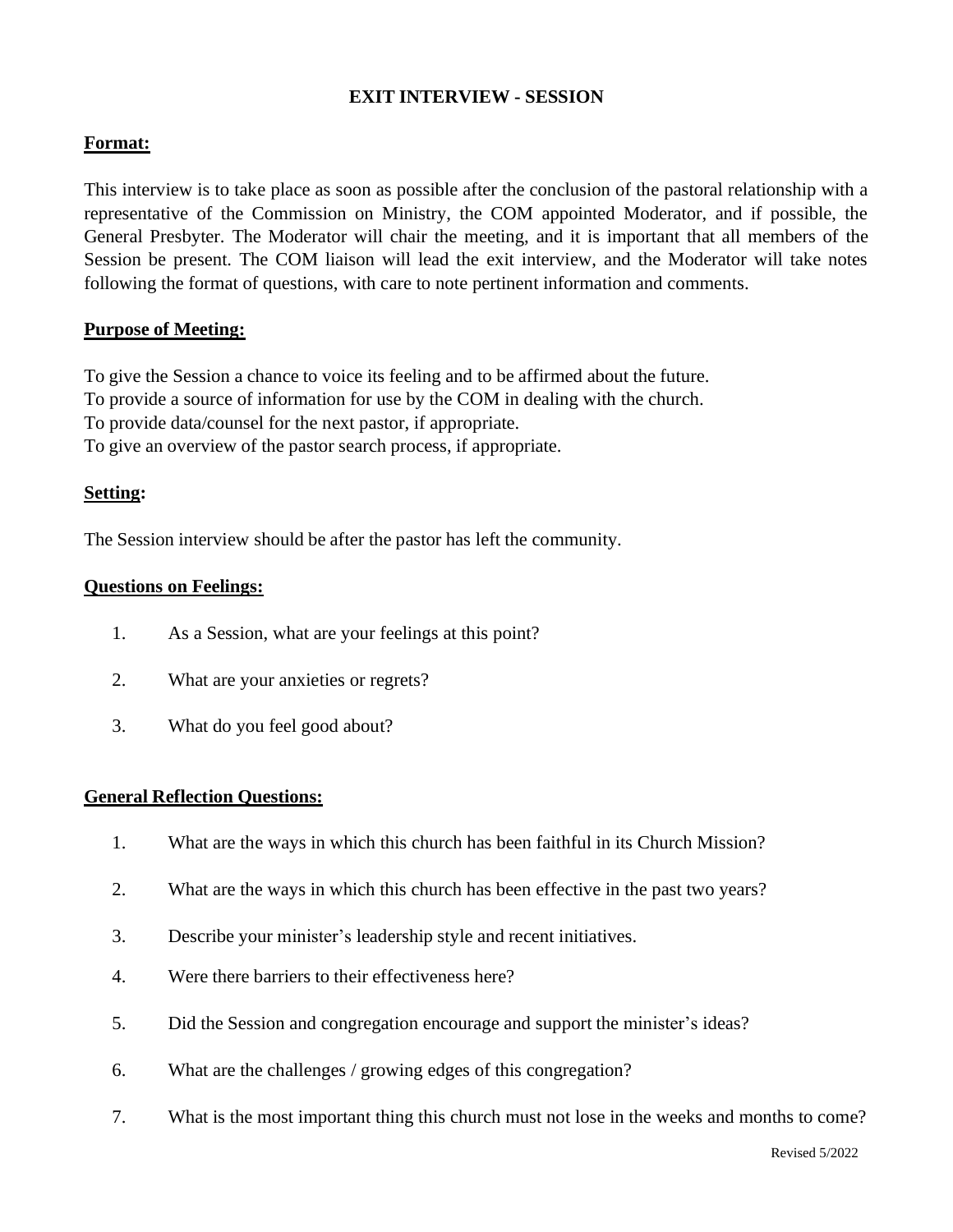# EXIT INTERVIEW - SESSION

## Format:

This interview is to take place as soon as possible after the conclusion of the pastoral relationship with a representative of the Commission on Ministry, the COM appointed Moderator, and if possible, the General Presbyter. The Moderator will chair the meeting, and it is important that all members of the Session be present. The COM liaison will lead the exit interview, and the Moderator will take notes following the format of questions, with care to note pertinent information and comments.

## Purpose of Meeting:

To give the Session a chance to voice its feeling and to be affirmed about the future.
To provide a source of information for use by the COM in dealing with the church.
To provide data/counsel for the next pastor, if appropriate.
To give an overview of the pastor search process, if appropriate.

## Setting:

The Session interview should be after the pastor has left the community.

## Questions on Feelings:

1. As a Session, what are your feelings at this point?
2. What are your anxieties or regrets?
3. What do you feel good about?

## General Reflection Questions:

1. What are the ways in which this church has been faithful in its Church Mission?
2. What are the ways in which this church has been effective in the past two years?
3. Describe your minister's leadership style and recent initiatives.
4. Were there barriers to their effectiveness here?
5. Did the Session and congregation encourage and support the minister's ideas?
6. What are the challenges / growing edges of this congregation?
7. What is the most important thing this church must not lose in the weeks and months to come?

Revised 5/2022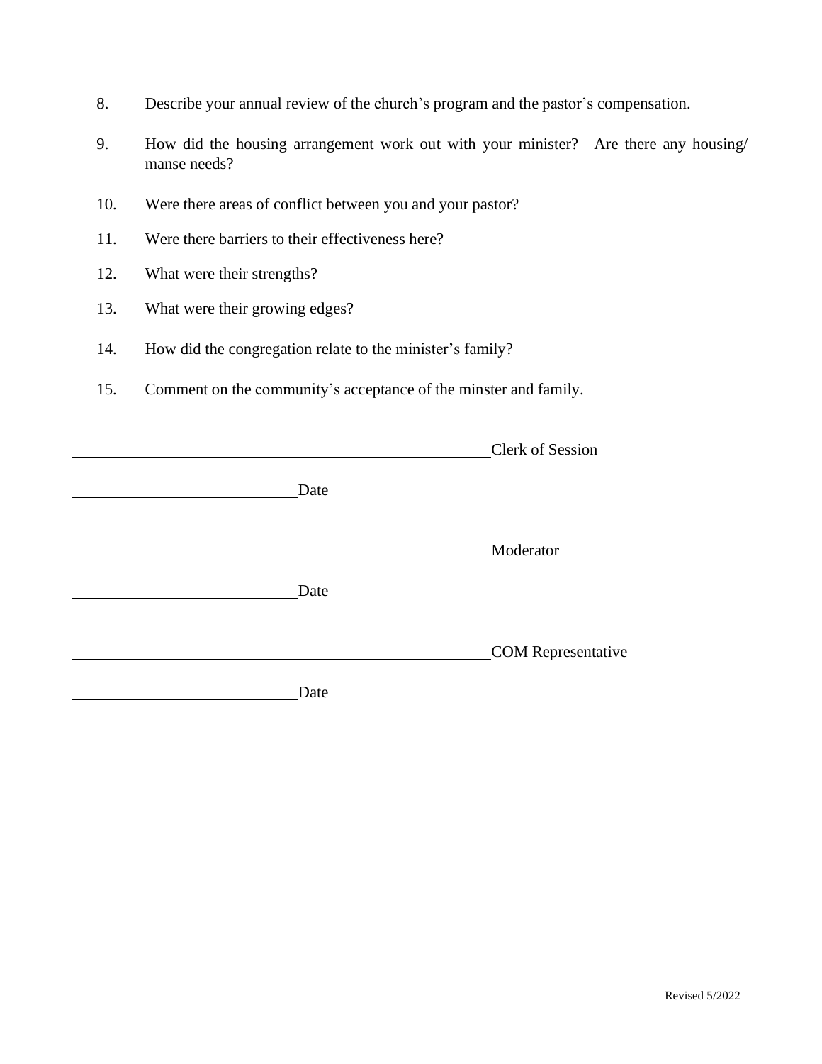8. Describe your annual review of the church's program and the pastor's compensation.

9. How did the housing arrangement work out with your minister? Are there any housing/ manse needs?

10. Were there areas of conflict between you and your pastor?

11. Were there barriers to their effectiveness here?

12. What were their strengths?

13. What were their growing edges?

14. How did the congregation relate to the minister's family?

15. Comment on the community's acceptance of the minster and family.

\_\_\_\_\_\_\_\_\_\_\_\_\_\_\_\_\_\_\_\_\_\_\_\_\_\_\_\_\_\_\_\_\_\_\_\_\_\_\_\_\_\_\_\_\_\_\_\_\_\_\_\_Clerk of Session

\_\_\_\_\_\_\_\_\_\_\_\_\_\_\_\_\_\_\_\_\_\_\_\_\_\_\_\_\_\_Date

\_\_\_\_\_\_\_\_\_\_\_\_\_\_\_\_\_\_\_\_\_\_\_\_\_\_\_\_\_\_\_\_\_\_\_\_\_\_\_\_\_\_\_\_\_\_\_\_\_\_\_\_Moderator

\_\_\_\_\_\_\_\_\_\_\_\_\_\_\_\_\_\_\_\_\_\_\_\_\_\_\_\_\_\_Date

\_\_\_\_\_\_\_\_\_\_\_\_\_\_\_\_\_\_\_\_\_\_\_\_\_\_\_\_\_\_\_\_\_\_\_\_\_\_\_\_\_\_\_\_\_\_\_\_\_\_\_\_COM Representative

\_\_\_\_\_\_\_\_\_\_\_\_\_\_\_\_\_\_\_\_\_\_\_\_\_\_\_\_\_\_Date

Revised 5/2022